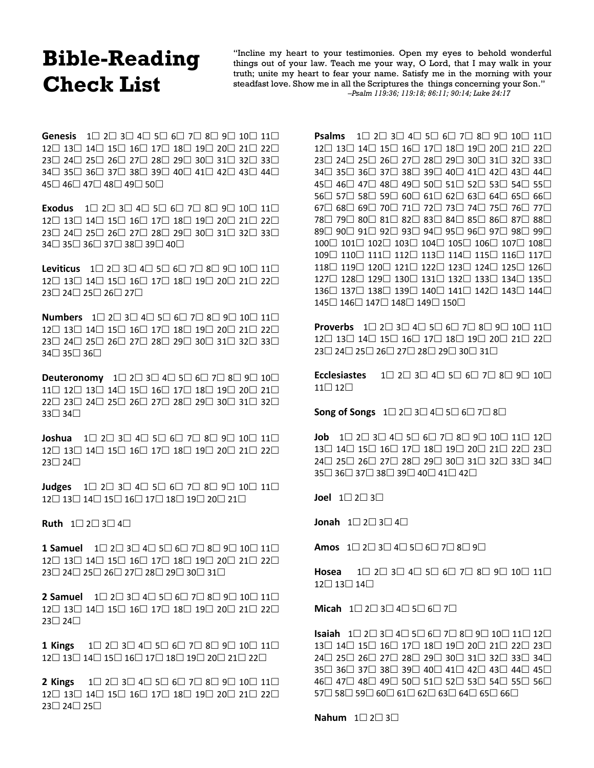# Bible-Reading Check List

"Incline my heart to your testimonies. Open my eyes to behold wonderful things out of your law. Teach me your way, O Lord, that I may walk in your truth; unite my heart to fear your name. Satisfy me in the morning with your steadfast love. Show me in all the Scriptures the things concerning your Son."
*–Psalm 119:36; 119:18; 86:11; 90:14; Luke 24:17*

**Genesis** 1☐ 2☐ 3☐ 4☐ 5☐ 6☐ 7☐ 8☐ 9☐ 10☐ 11☐ 12☐ 13☐ 14☐ 15☐ 16☐ 17☐ 18☐ 19☐ 20☐ 21☐ 22☐ 23☐ 24☐ 25☐ 26☐ 27☐ 28☐ 29☐ 30☐ 31☐ 32☐ 33☐ 34☐ 35☐ 36☐ 37☐ 38☐ 39☐ 40☐ 41☐ 42☐ 43☐ 44☐ 45☐ 46☐ 47☐ 48☐ 49☐ 50☐

**Exodus** 1☐ 2☐ 3☐ 4☐ 5☐ 6☐ 7☐ 8☐ 9☐ 10☐ 11☐ 12☐ 13☐ 14☐ 15☐ 16☐ 17☐ 18☐ 19☐ 20☐ 21☐ 22☐ 23☐ 24☐ 25☐ 26☐ 27☐ 28☐ 29☐ 30☐ 31☐ 32☐ 33☐ 34☐ 35☐ 36☐ 37☐ 38☐ 39☐ 40☐

**Leviticus** 1☐ 2☐ 3☐ 4☐ 5☐ 6☐ 7☐ 8☐ 9☐ 10☐ 11☐ 12☐ 13☐ 14☐ 15☐ 16☐ 17☐ 18☐ 19☐ 20☐ 21☐ 22☐ 23☐ 24☐ 25☐ 26☐ 27☐

**Numbers** 1☐ 2☐ 3☐ 4☐ 5☐ 6☐ 7☐ 8☐ 9☐ 10☐ 11☐ 12☐ 13☐ 14☐ 15☐ 16☐ 17☐ 18☐ 19☐ 20☐ 21☐ 22☐ 23☐ 24☐ 25☐ 26☐ 27☐ 28☐ 29☐ 30☐ 31☐ 32☐ 33☐ 34☐ 35☐ 36☐

**Deuteronomy** 1☐ 2☐ 3☐ 4☐ 5☐ 6☐ 7☐ 8☐ 9☐ 10☐ 11☐ 12☐ 13☐ 14☐ 15☐ 16☐ 17☐ 18☐ 19☐ 20☐ 21☐ 22☐ 23☐ 24☐ 25☐ 26☐ 27☐ 28☐ 29☐ 30☐ 31☐ 32☐ 33☐ 34☐

**Joshua** 1☐ 2☐ 3☐ 4☐ 5☐ 6☐ 7☐ 8☐ 9☐ 10☐ 11☐ 12☐ 13☐ 14☐ 15☐ 16☐ 17☐ 18☐ 19☐ 20☐ 21☐ 22☐ 23☐ 24☐

**Judges** 1☐ 2☐ 3☐ 4☐ 5☐ 6☐ 7☐ 8☐ 9☐ 10☐ 11☐ 12☐ 13☐ 14☐ 15☐ 16☐ 17☐ 18☐ 19☐ 20☐ 21☐

**Ruth** 1☐ 2☐ 3☐ 4☐

**1 Samuel** 1☐ 2☐ 3☐ 4☐ 5☐ 6☐ 7☐ 8☐ 9☐ 10☐ 11☐ 12☐ 13☐ 14☐ 15☐ 16☐ 17☐ 18☐ 19☐ 20☐ 21☐ 22☐ 23☐ 24☐ 25☐ 26☐ 27☐ 28☐ 29☐ 30☐ 31☐

**2 Samuel** 1☐ 2☐ 3☐ 4☐ 5☐ 6☐ 7☐ 8☐ 9☐ 10☐ 11☐ 12☐ 13☐ 14☐ 15☐ 16☐ 17☐ 18☐ 19☐ 20☐ 21☐ 22☐ 23☐ 24☐

**1 Kings** 1☐ 2☐ 3☐ 4☐ 5☐ 6☐ 7☐ 8☐ 9☐ 10☐ 11☐ 12☐ 13☐ 14☐ 15☐ 16☐ 17☐ 18☐ 19☐ 20☐ 21☐ 22☐

**2 Kings** 1☐ 2☐ 3☐ 4☐ 5☐ 6☐ 7☐ 8☐ 9☐ 10☐ 11☐ 12☐ 13☐ 14☐ 15☐ 16☐ 17☐ 18☐ 19☐ 20☐ 21☐ 22☐ 23☐ 24☐ 25☐

**Psalms** 1☐ 2☐ 3☐ 4☐ 5☐ 6☐ 7☐ 8☐ 9☐ 10☐ 11☐ 12☐ 13☐ 14☐ 15☐ 16☐ 17☐ 18☐ 19☐ 20☐ 21☐ 22☐ 23☐ 24☐ 25☐ 26☐ 27☐ 28☐ 29☐ 30☐ 31☐ 32☐ 33☐ 34☐ 35☐ 36☐ 37☐ 38☐ 39☐ 40☐ 41☐ 42☐ 43☐ 44☐ 45☐ 46☐ 47☐ 48☐ 49☐ 50☐ 51☐ 52☐ 53☐ 54☐ 55☐ 56☐ 57☐ 58☐ 59☐ 60☐ 61☐ 62☐ 63☐ 64☐ 65☐ 66☐ 67☐ 68☐ 69☐ 70☐ 71☐ 72☐ 73☐ 74☐ 75☐ 76☐ 77☐ 78☐ 79☐ 80☐ 81☐ 82☐ 83☐ 84☐ 85☐ 86☐ 87☐ 88☐ 89☐ 90☐ 91☐ 92☐ 93☐ 94☐ 95☐ 96☐ 97☐ 98☐ 99☐ 100☐ 101☐ 102☐ 103☐ 104☐ 105☐ 106☐ 107☐ 108☐ 109☐ 110☐ 111☐ 112☐ 113☐ 114☐ 115☐ 116☐ 117☐ 118☐ 119☐ 120☐ 121☐ 122☐ 123☐ 124☐ 125☐ 126☐ 127☐ 128☐ 129☐ 130☐ 131☐ 132☐ 133☐ 134☐ 135☐ 136☐ 137☐ 138☐ 139☐ 140☐ 141☐ 142☐ 143☐ 144☐ 145☐ 146☐ 147☐ 148☐ 149☐ 150☐

**Proverbs** 1☐ 2☐ 3☐ 4☐ 5☐ 6☐ 7☐ 8☐ 9☐ 10☐ 11☐ 12☐ 13☐ 14☐ 15☐ 16☐ 17☐ 18☐ 19☐ 20☐ 21☐ 22☐ 23☐ 24☐ 25☐ 26☐ 27☐ 28☐ 29☐ 30☐ 31☐

**Ecclesiastes** 1☐ 2☐ 3☐ 4☐ 5☐ 6☐ 7☐ 8☐ 9☐ 10☐ 11☐ 12☐

**Song of Songs** 1☐ 2☐ 3☐ 4☐ 5☐ 6☐ 7☐ 8☐

**Job** 1☐ 2☐ 3☐ 4☐ 5☐ 6☐ 7☐ 8☐ 9☐ 10☐ 11☐ 12☐ 13☐ 14☐ 15☐ 16☐ 17☐ 18☐ 19☐ 20☐ 21☐ 22☐ 23☐ 24☐ 25☐ 26☐ 27☐ 28☐ 29☐ 30☐ 31☐ 32☐ 33☐ 34☐ 35☐ 36☐ 37☐ 38☐ 39☐ 40☐ 41☐ 42☐

**Joel** 1☐ 2☐ 3☐

**Jonah** 1☐ 2☐ 3☐ 4☐

**Amos** 1☐ 2☐ 3☐ 4☐ 5☐ 6☐ 7☐ 8☐ 9☐

**Hosea** 1☐ 2☐ 3☐ 4☐ 5☐ 6☐ 7☐ 8☐ 9☐ 10☐ 11☐ 12☐ 13☐ 14☐

**Micah** 1☐ 2☐ 3☐ 4☐ 5☐ 6☐ 7☐

**Isaiah** 1☐ 2☐ 3☐ 4☐ 5☐ 6☐ 7☐ 8☐ 9☐ 10☐ 11☐ 12☐ 13☐ 14☐ 15☐ 16☐ 17☐ 18☐ 19☐ 20☐ 21☐ 22☐ 23☐ 24☐ 25☐ 26☐ 27☐ 28☐ 29☐ 30☐ 31☐ 32☐ 33☐ 34☐ 35☐ 36☐ 37☐ 38☐ 39☐ 40☐ 41☐ 42☐ 43☐ 44☐ 45☐ 46☐ 47☐ 48☐ 49☐ 50☐ 51☐ 52☐ 53☐ 54☐ 55☐ 56☐ 57☐ 58☐ 59☐ 60☐ 61☐ 62☐ 63☐ 64☐ 65☐ 66☐

**Nahum** 1☐ 2☐ 3☐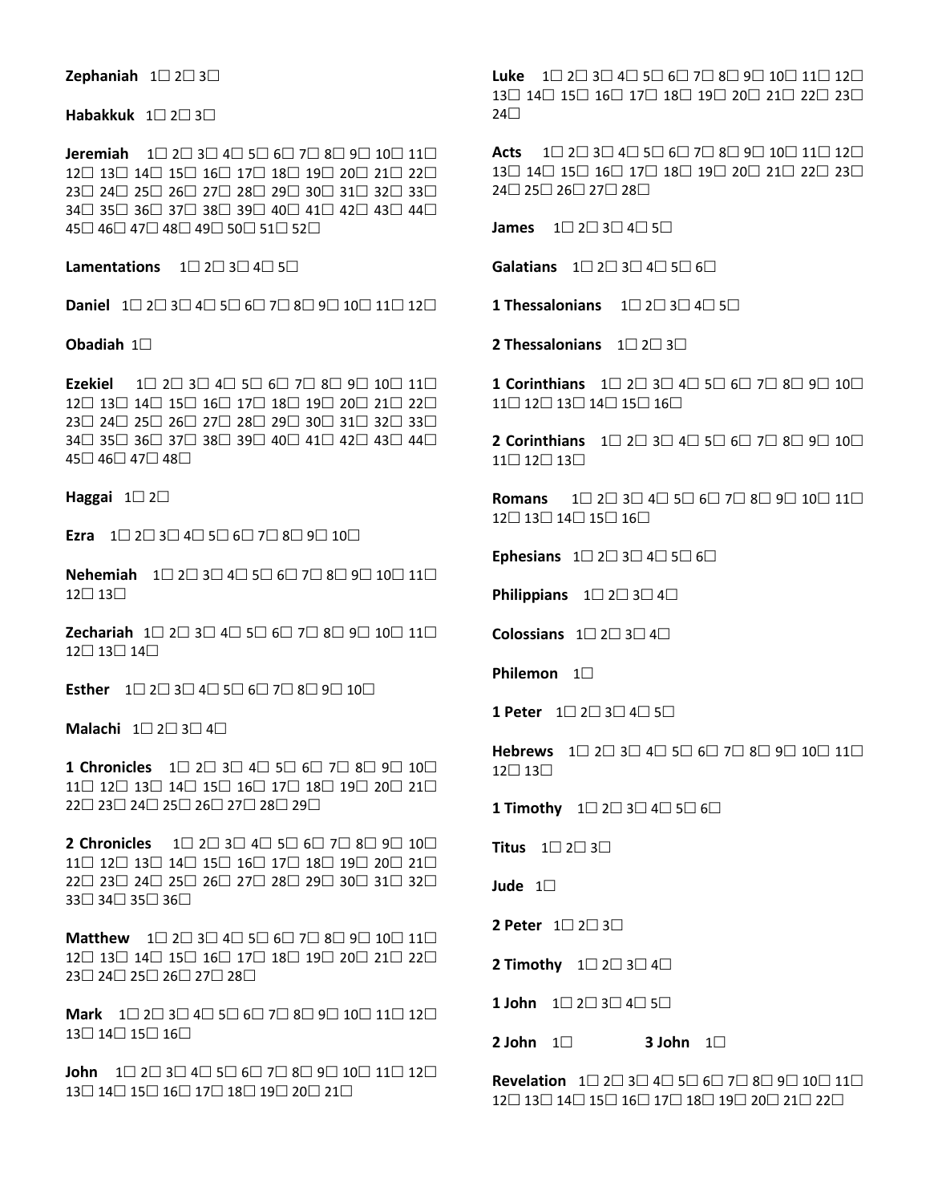**Zephaniah** 1☐ 2☐ 3☐

**Habakkuk** 1☐ 2☐ 3☐

**Jeremiah** 1☐ 2☐ 3☐ 4☐ 5☐ 6☐ 7☐ 8☐ 9☐ 10☐ 11☐ 12☐ 13☐ 14☐ 15☐ 16☐ 17☐ 18☐ 19☐ 20☐ 21☐ 22☐ 23☐ 24☐ 25☐ 26☐ 27☐ 28☐ 29☐ 30☐ 31☐ 32☐ 33☐ 34☐ 35☐ 36☐ 37☐ 38☐ 39☐ 40☐ 41☐ 42☐ 43☐ 44☐ 45☐ 46☐ 47☐ 48☐ 49☐ 50☐ 51☐ 52☐

**Lamentations** 1☐ 2☐ 3☐ 4☐ 5☐

**Daniel** 1☐ 2☐ 3☐ 4☐ 5☐ 6☐ 7☐ 8☐ 9☐ 10☐ 11☐ 12☐

**Obadiah** 1☐

**Ezekiel** 1☐ 2☐ 3☐ 4☐ 5☐ 6☐ 7☐ 8☐ 9☐ 10☐ 11☐ 12☐ 13☐ 14☐ 15☐ 16☐ 17☐ 18☐ 19☐ 20☐ 21☐ 22☐ 23☐ 24☐ 25☐ 26☐ 27☐ 28☐ 29☐ 30☐ 31☐ 32☐ 33☐ 34☐ 35☐ 36☐ 37☐ 38☐ 39☐ 40☐ 41☐ 42☐ 43☐ 44☐ 45☐ 46☐ 47☐ 48☐

**Haggai** 1☐ 2☐

**Ezra** 1☐ 2☐ 3☐ 4☐ 5☐ 6☐ 7☐ 8☐ 9☐ 10☐

**Nehemiah** 1☐ 2☐ 3☐ 4☐ 5☐ 6☐ 7☐ 8☐ 9☐ 10☐ 11☐ 12☐ 13☐

**Zechariah** 1☐ 2☐ 3☐ 4☐ 5☐ 6☐ 7☐ 8☐ 9☐ 10☐ 11☐ 12☐ 13☐ 14☐

**Esther** 1☐ 2☐ 3☐ 4☐ 5☐ 6☐ 7☐ 8☐ 9☐ 10☐

**Malachi** 1☐ 2☐ 3☐ 4☐

**1 Chronicles** 1☐ 2☐ 3☐ 4☐ 5☐ 6☐ 7☐ 8☐ 9☐ 10☐ 11☐ 12☐ 13☐ 14☐ 15☐ 16☐ 17☐ 18☐ 19☐ 20☐ 21☐ 22☐ 23☐ 24☐ 25☐ 26☐ 27☐ 28☐ 29☐

**2 Chronicles** 1☐ 2☐ 3☐ 4☐ 5☐ 6☐ 7☐ 8☐ 9☐ 10☐ 11☐ 12☐ 13☐ 14☐ 15☐ 16☐ 17☐ 18☐ 19☐ 20☐ 21☐ 22☐ 23☐ 24☐ 25☐ 26☐ 27☐ 28☐ 29☐ 30☐ 31☐ 32☐ 33☐ 34☐ 35☐ 36☐

**Matthew** 1☐ 2☐ 3☐ 4☐ 5☐ 6☐ 7☐ 8☐ 9☐ 10☐ 11☐ 12☐ 13☐ 14☐ 15☐ 16☐ 17☐ 18☐ 19☐ 20☐ 21☐ 22☐ 23☐ 24☐ 25☐ 26☐ 27☐ 28☐

**Mark** 1☐ 2☐ 3☐ 4☐ 5☐ 6☐ 7☐ 8☐ 9☐ 10☐ 11☐ 12☐ 13☐ 14☐ 15☐ 16☐

**John** 1☐ 2☐ 3☐ 4☐ 5☐ 6☐ 7☐ 8☐ 9☐ 10☐ 11☐ 12☐ 13☐ 14☐ 15☐ 16☐ 17☐ 18☐ 19☐ 20☐ 21☐

**Luke** 1☐ 2☐ 3☐ 4☐ 5☐ 6☐ 7☐ 8☐ 9☐ 10☐ 11☐ 12☐ 13☐ 14☐ 15☐ 16☐ 17☐ 18☐ 19☐ 20☐ 21☐ 22☐ 23☐ 24☐

**Acts** 1☐ 2☐ 3☐ 4☐ 5☐ 6☐ 7☐ 8☐ 9☐ 10☐ 11☐ 12☐ 13☐ 14☐ 15☐ 16☐ 17☐ 18☐ 19☐ 20☐ 21☐ 22☐ 23☐ 24☐ 25☐ 26☐ 27☐ 28☐

**James** 1☐ 2☐ 3☐ 4☐ 5☐

**Galatians** 1☐ 2☐ 3☐ 4☐ 5☐ 6☐

**1 Thessalonians** 1☐ 2☐ 3☐ 4☐ 5☐

**2 Thessalonians** 1☐ 2☐ 3☐

**1 Corinthians** 1☐ 2☐ 3☐ 4☐ 5☐ 6☐ 7☐ 8☐ 9☐ 10☐ 11☐ 12☐ 13☐ 14☐ 15☐ 16☐

**2 Corinthians** 1☐ 2☐ 3☐ 4☐ 5☐ 6☐ 7☐ 8☐ 9☐ 10☐ 11☐ 12☐ 13☐

**Romans** 1☐ 2☐ 3☐ 4☐ 5☐ 6☐ 7☐ 8☐ 9☐ 10☐ 11☐ 12☐ 13☐ 14☐ 15☐ 16☐

**Ephesians** 1☐ 2☐ 3☐ 4☐ 5☐ 6☐

**Philippians** 1☐ 2☐ 3☐ 4☐

**Colossians** 1☐ 2☐ 3☐ 4☐

**Philemon** 1☐

**1 Peter** 1☐ 2☐ 3☐ 4☐ 5☐

**Hebrews** 1☐ 2☐ 3☐ 4☐ 5☐ 6☐ 7☐ 8☐ 9☐ 10☐ 11☐ 12☐ 13☐

**1 Timothy** 1☐ 2☐ 3☐ 4☐ 5☐ 6☐

**Titus** 1☐ 2☐ 3☐

**Jude** 1☐

**2 Peter** 1☐ 2☐ 3☐

**2 Timothy** 1☐ 2☐ 3☐ 4☐

**1 John** 1☐ 2☐ 3☐ 4☐ 5☐

**2 John** 1☐ **3 John** 1☐

**Revelation** 1☐ 2☐ 3☐ 4☐ 5☐ 6☐ 7☐ 8☐ 9☐ 10☐ 11☐ 12☐ 13☐ 14☐ 15☐ 16☐ 17☐ 18☐ 19☐ 20☐ 21☐ 22☐